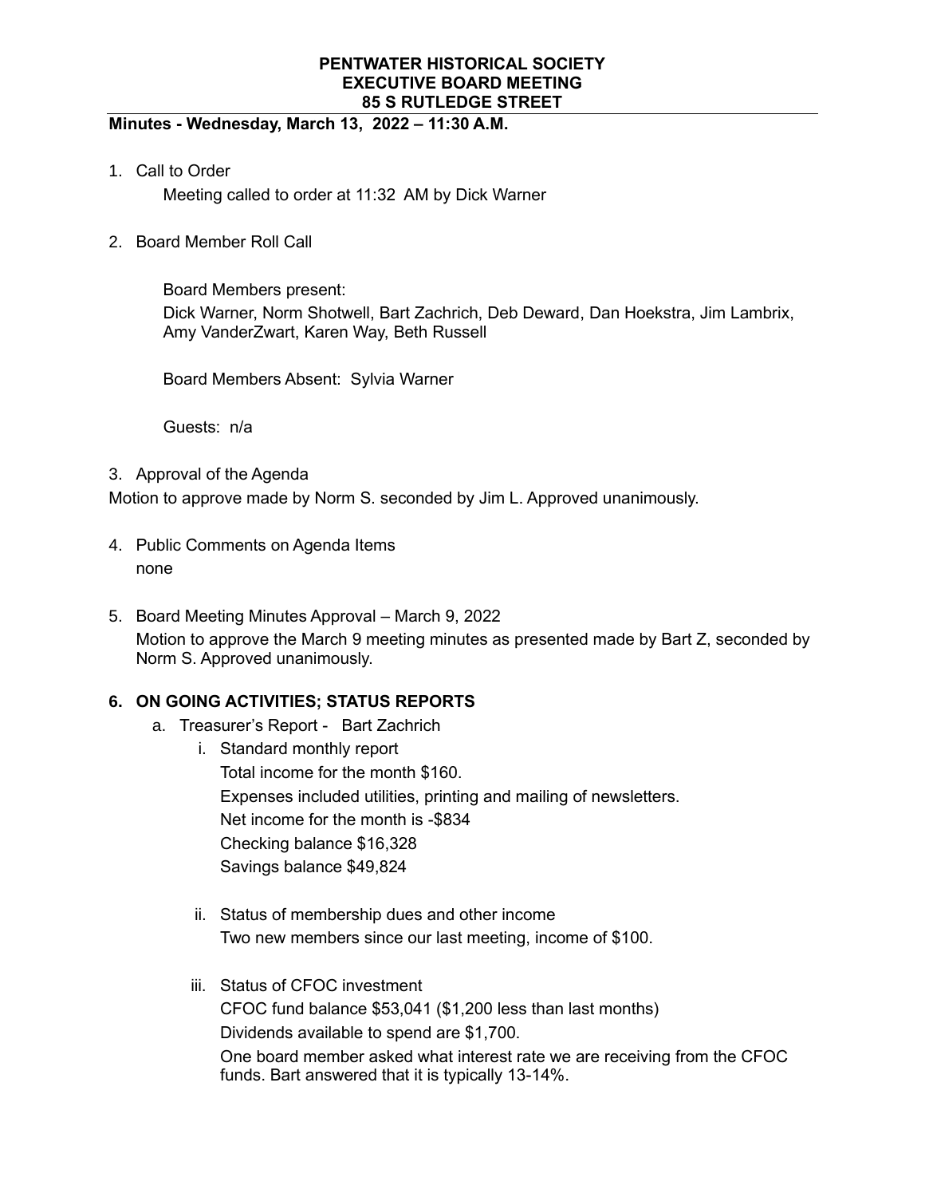**PENTWATER HISTORICAL SOCIETY**
**EXECUTIVE BOARD MEETING**
**85 S RUTLEDGE STREET**

**Minutes - Wednesday, March 13, 2022 – 11:30 A.M.**

1. Call to Order

   Meeting called to order at 11:32 AM by Dick Warner

2. Board Member Roll Call

   Board Members present:
   Dick Warner, Norm Shotwell, Bart Zachrich, Deb Deward, Dan Hoekstra, Jim Lambrix, Amy VanderZwart, Karen Way, Beth Russell

   Board Members Absent: Sylvia Warner

   Guests: n/a

3. Approval of the Agenda

Motion to approve made by Norm S. seconded by Jim L. Approved unanimously.

4. Public Comments on Agenda Items
   none

5. Board Meeting Minutes Approval – March 9, 2022
   Motion to approve the March 9 meeting minutes as presented made by Bart Z, seconded by Norm S. Approved unanimously.

**6. ON GOING ACTIVITIES; STATUS REPORTS**

   a. Treasurer's Report - Bart Zachrich
      i. Standard monthly report
         Total income for the month $160.
         Expenses included utilities, printing and mailing of newsletters.
         Net income for the month is -$834
         Checking balance $16,328
         Savings balance $49,824

      ii. Status of membership dues and other income
         Two new members since our last meeting, income of $100.

      iii. Status of CFOC investment
         CFOC fund balance $53,041 ($1,200 less than last months)
         Dividends available to spend are $1,700.
         One board member asked what interest rate we are receiving from the CFOC funds. Bart answered that it is typically 13-14%.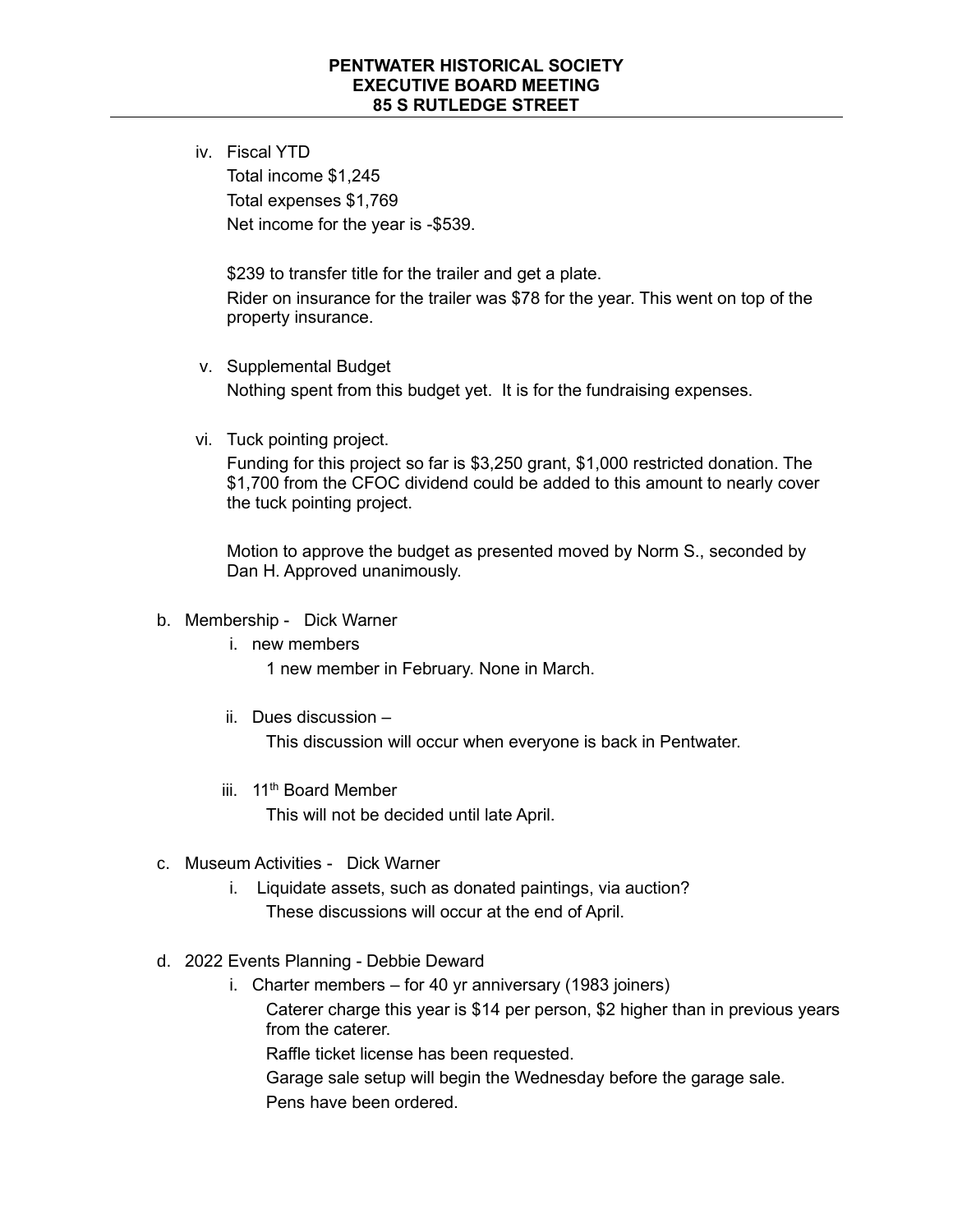iv. Fiscal YTD

Total income $1,245

Total expenses $1,769

Net income for the year is -$539.

$239 to transfer title for the trailer and get a plate.

Rider on insurance for the trailer was $78 for the year. This went on top of the property insurance.

v. Supplemental Budget

Nothing spent from this budget yet. It is for the fundraising expenses.

vi. Tuck pointing project.

Funding for this project so far is $3,250 grant, $1,000 restricted donation. The $1,700 from the CFOC dividend could be added to this amount to nearly cover the tuck pointing project.

Motion to approve the budget as presented moved by Norm S., seconded by Dan H. Approved unanimously.

b. Membership - Dick Warner

   i. new members

      1 new member in February. None in March.

   ii. Dues discussion –

      This discussion will occur when everyone is back in Pentwater.

   iii. 11th Board Member

      This will not be decided until late April.

c. Museum Activities - Dick Warner

   i. Liquidate assets, such as donated paintings, via auction?

      These discussions will occur at the end of April.

d. 2022 Events Planning - Debbie Deward

   i. Charter members – for 40 yr anniversary (1983 joiners)

      Caterer charge this year is $14 per person, $2 higher than in previous years from the caterer.

      Raffle ticket license has been requested.

      Garage sale setup will begin the Wednesday before the garage sale.

      Pens have been ordered.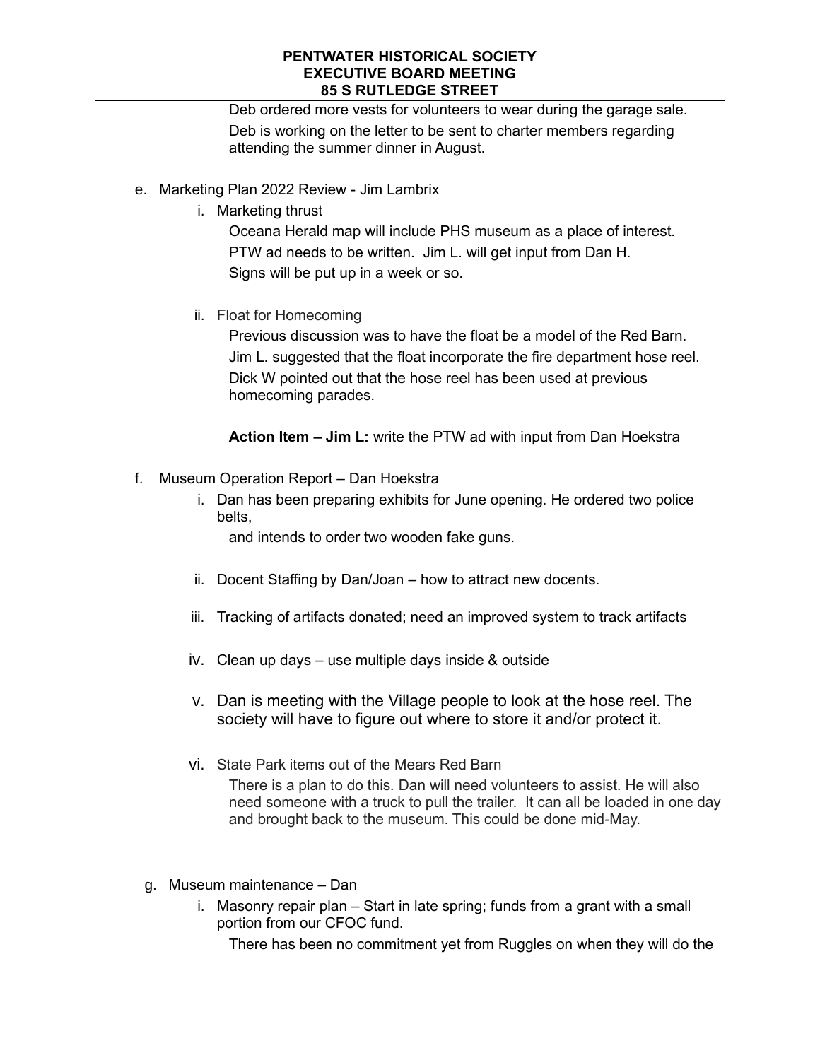Deb ordered more vests for volunteers to wear during the garage sale.
Deb is working on the letter to be sent to charter members regarding attending the summer dinner in August.

e. Marketing Plan 2022 Review - Jim Lambrix
   i. Marketing thrust
      Oceana Herald map will include PHS museum as a place of interest.
      PTW ad needs to be written. Jim L. will get input from Dan H.
      Signs will be put up in a week or so.

   ii. Float for Homecoming
      Previous discussion was to have the float be a model of the Red Barn.
      Jim L. suggested that the float incorporate the fire department hose reel.
      Dick W pointed out that the hose reel has been used at previous homecoming parades.

      **Action Item – Jim L:** write the PTW ad with input from Dan Hoekstra

f. Museum Operation Report – Dan Hoekstra
   i. Dan has been preparing exhibits for June opening. He ordered two police belts,
      and intends to order two wooden fake guns.

   ii. Docent Staffing by Dan/Joan – how to attract new docents.

   iii. Tracking of artifacts donated; need an improved system to track artifacts

   iv. Clean up days – use multiple days inside & outside

   v. Dan is meeting with the Village people to look at the hose reel. The society will have to figure out where to store it and/or protect it.

   vi. State Park items out of the Mears Red Barn
      There is a plan to do this. Dan will need volunteers to assist. He will also need someone with a truck to pull the trailer. It can all be loaded in one day and brought back to the museum. This could be done mid-May.

g. Museum maintenance – Dan
   i. Masonry repair plan – Start in late spring; funds from a grant with a small portion from our CFOC fund.
      There has been no commitment yet from Ruggles on when they will do the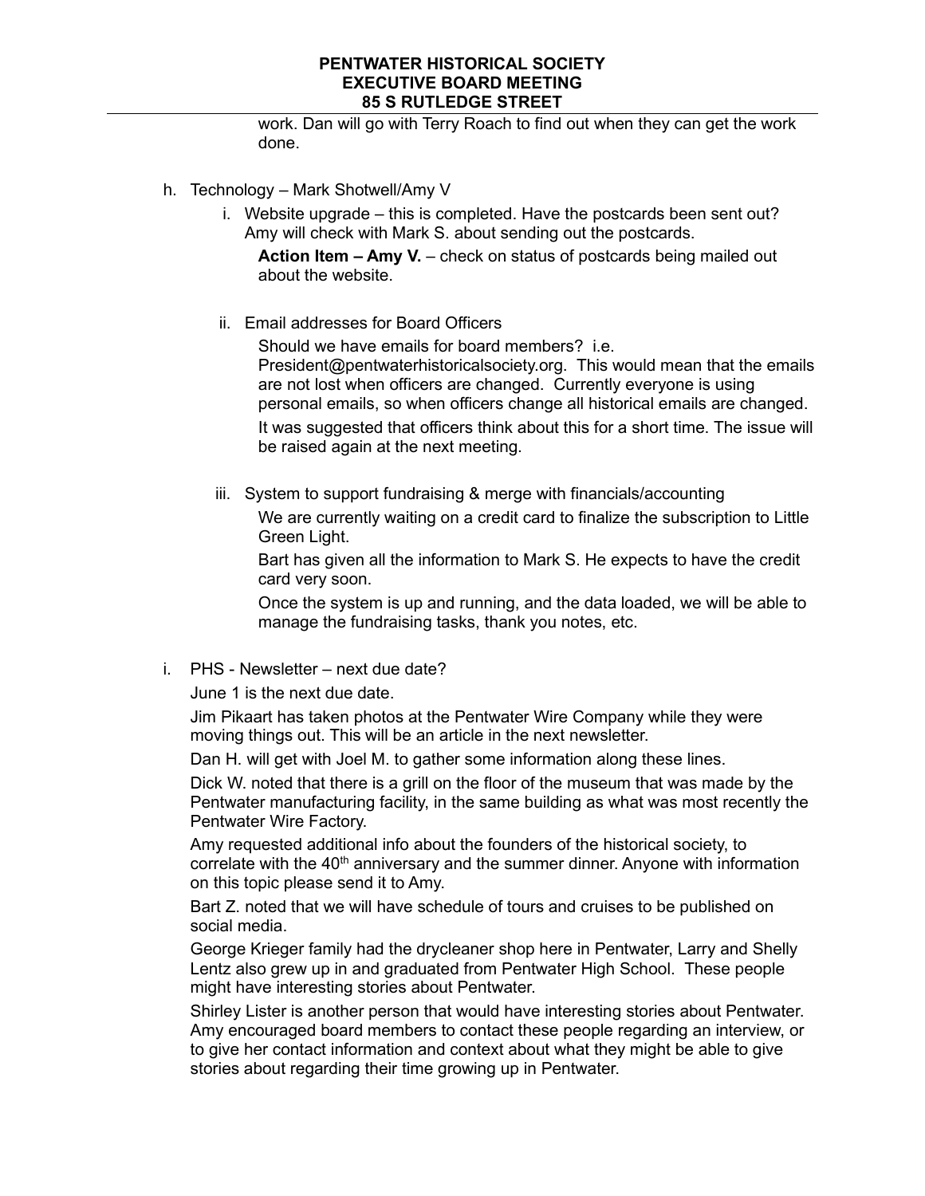work. Dan will go with Terry Roach to find out when they can get the work done.

h. Technology – Mark Shotwell/Amy V

   i. Website upgrade – this is completed. Have the postcards been sent out? Amy will check with Mark S. about sending out the postcards.

      **Action Item – Amy V.** – check on status of postcards being mailed out about the website.

   ii. Email addresses for Board Officers

      Should we have emails for board members? i.e. President@pentwaterhistoricalsociety.org. This would mean that the emails are not lost when officers are changed. Currently everyone is using personal emails, so when officers change all historical emails are changed.

      It was suggested that officers think about this for a short time. The issue will be raised again at the next meeting.

   iii. System to support fundraising & merge with financials/accounting

      We are currently waiting on a credit card to finalize the subscription to Little Green Light.

      Bart has given all the information to Mark S. He expects to have the credit card very soon.

      Once the system is up and running, and the data loaded, we will be able to manage the fundraising tasks, thank you notes, etc.

i. PHS - Newsletter – next due date?

   June 1 is the next due date.

   Jim Pikaart has taken photos at the Pentwater Wire Company while they were moving things out. This will be an article in the next newsletter.

   Dan H. will get with Joel M. to gather some information along these lines.

   Dick W. noted that there is a grill on the floor of the museum that was made by the Pentwater manufacturing facility, in the same building as what was most recently the Pentwater Wire Factory.

   Amy requested additional info about the founders of the historical society, to correlate with the 40th anniversary and the summer dinner. Anyone with information on this topic please send it to Amy.

   Bart Z. noted that we will have schedule of tours and cruises to be published on social media.

   George Krieger family had the drycleaner shop here in Pentwater, Larry and Shelly Lentz also grew up in and graduated from Pentwater High School. These people might have interesting stories about Pentwater.

   Shirley Lister is another person that would have interesting stories about Pentwater. Amy encouraged board members to contact these people regarding an interview, or to give her contact information and context about what they might be able to give stories about regarding their time growing up in Pentwater.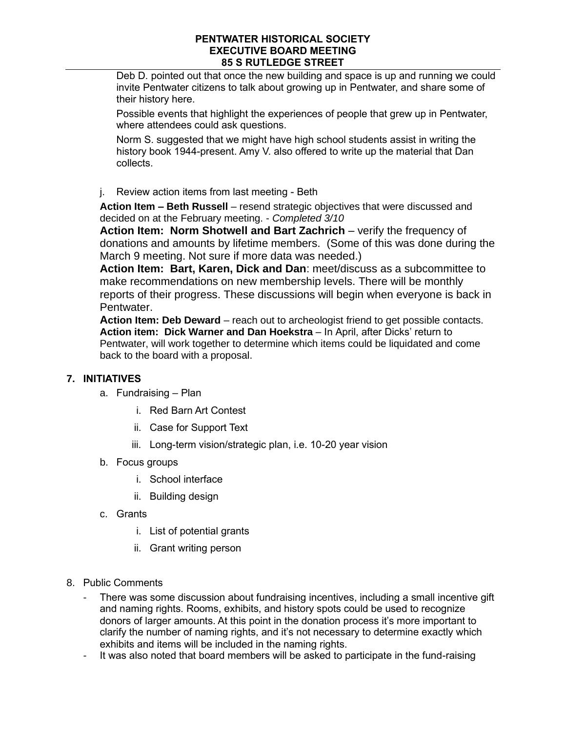Deb D. pointed out that once the new building and space is up and running we could invite Pentwater citizens to talk about growing up in Pentwater, and share some of their history here.

Possible events that highlight the experiences of people that grew up in Pentwater, where attendees could ask questions.

Norm S. suggested that we might have high school students assist in writing the history book 1944-present. Amy V. also offered to write up the material that Dan collects.

j. Review action items from last meeting - Beth

**Action Item – Beth Russell** – resend strategic objectives that were discussed and decided on at the February meeting. - *Completed 3/10*

**Action Item: Norm Shotwell and Bart Zachrich** – verify the frequency of donations and amounts by lifetime members. (Some of this was done during the March 9 meeting. Not sure if more data was needed.)

**Action Item: Bart, Karen, Dick and Dan**: meet/discuss as a subcommittee to make recommendations on new membership levels. There will be monthly reports of their progress. These discussions will begin when everyone is back in Pentwater.

**Action Item: Deb Deward** – reach out to archeologist friend to get possible contacts.

**Action item: Dick Warner and Dan Hoekstra** – In April, after Dicks' return to Pentwater, will work together to determine which items could be liquidated and come back to the board with a proposal.

## 7. INITIATIVES

a. Fundraising – Plan
   - i. Red Barn Art Contest
   - ii. Case for Support Text
   - iii. Long-term vision/strategic plan, i.e. 10-20 year vision

b. Focus groups
   - i. School interface
   - ii. Building design

c. Grants
   - i. List of potential grants
   - ii. Grant writing person

8. Public Comments

- There was some discussion about fundraising incentives, including a small incentive gift and naming rights. Rooms, exhibits, and history spots could be used to recognize donors of larger amounts. At this point in the donation process it's more important to clarify the number of naming rights, and it's not necessary to determine exactly which exhibits and items will be included in the naming rights.
- It was also noted that board members will be asked to participate in the fund-raising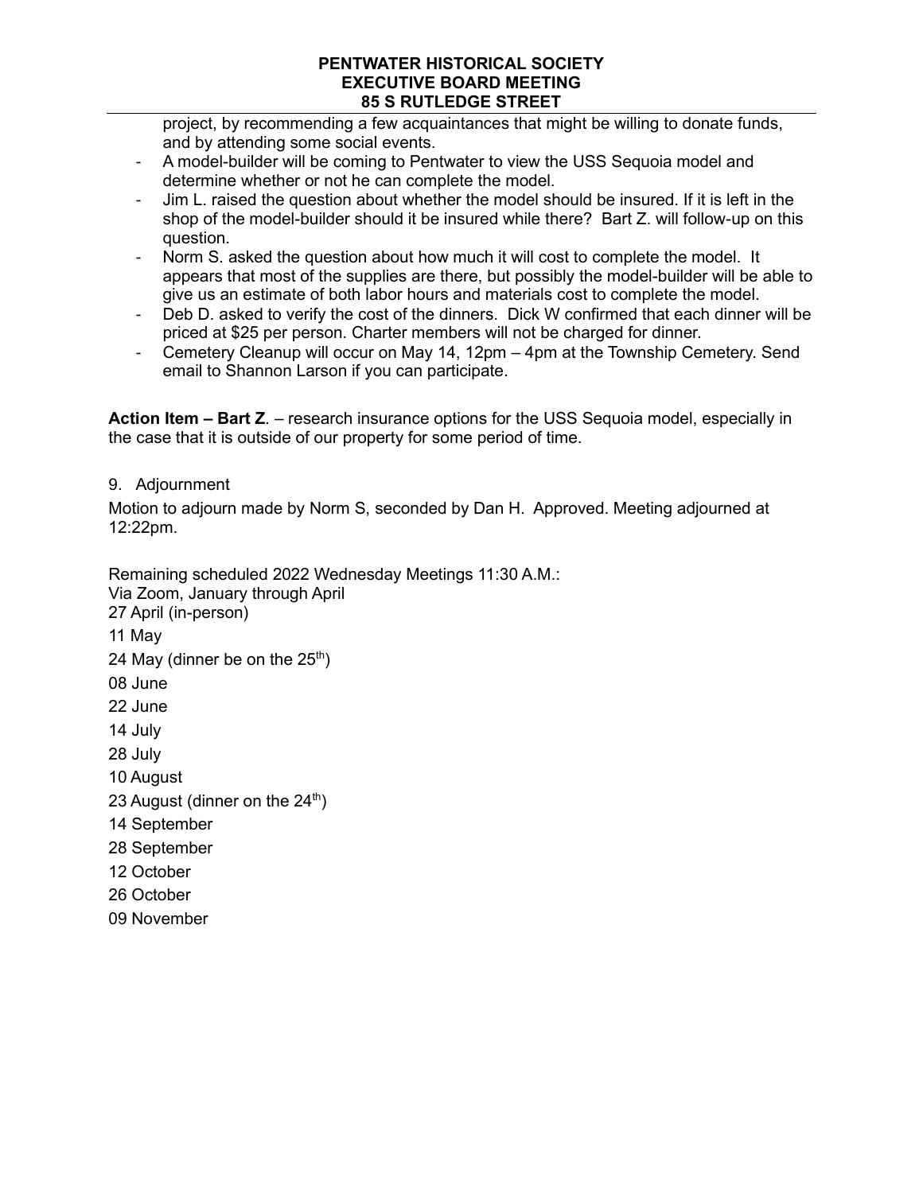project, by recommending a few acquaintances that might be willing to donate funds, and by attending some social events.

- A model-builder will be coming to Pentwater to view the USS Sequoia model and determine whether or not he can complete the model.
- Jim L. raised the question about whether the model should be insured. If it is left in the shop of the model-builder should it be insured while there? Bart Z. will follow-up on this question.
- Norm S. asked the question about how much it will cost to complete the model. It appears that most of the supplies are there, but possibly the model-builder will be able to give us an estimate of both labor hours and materials cost to complete the model.
- Deb D. asked to verify the cost of the dinners. Dick W confirmed that each dinner will be priced at $25 per person. Charter members will not be charged for dinner.
- Cemetery Cleanup will occur on May 14, 12pm – 4pm at the Township Cemetery. Send email to Shannon Larson if you can participate.

**Action Item – Bart Z**. – research insurance options for the USS Sequoia model, especially in the case that it is outside of our property for some period of time.

9. Adjournment

Motion to adjourn made by Norm S, seconded by Dan H. Approved. Meeting adjourned at 12:22pm.

Remaining scheduled 2022 Wednesday Meetings 11:30 A.M.:
Via Zoom, January through April
27 April (in-person)
11 May
24 May (dinner be on the 25th)
08 June
22 June
14 July
28 July
10 August
23 August (dinner on the 24th)
14 September
28 September
12 October
26 October
09 November